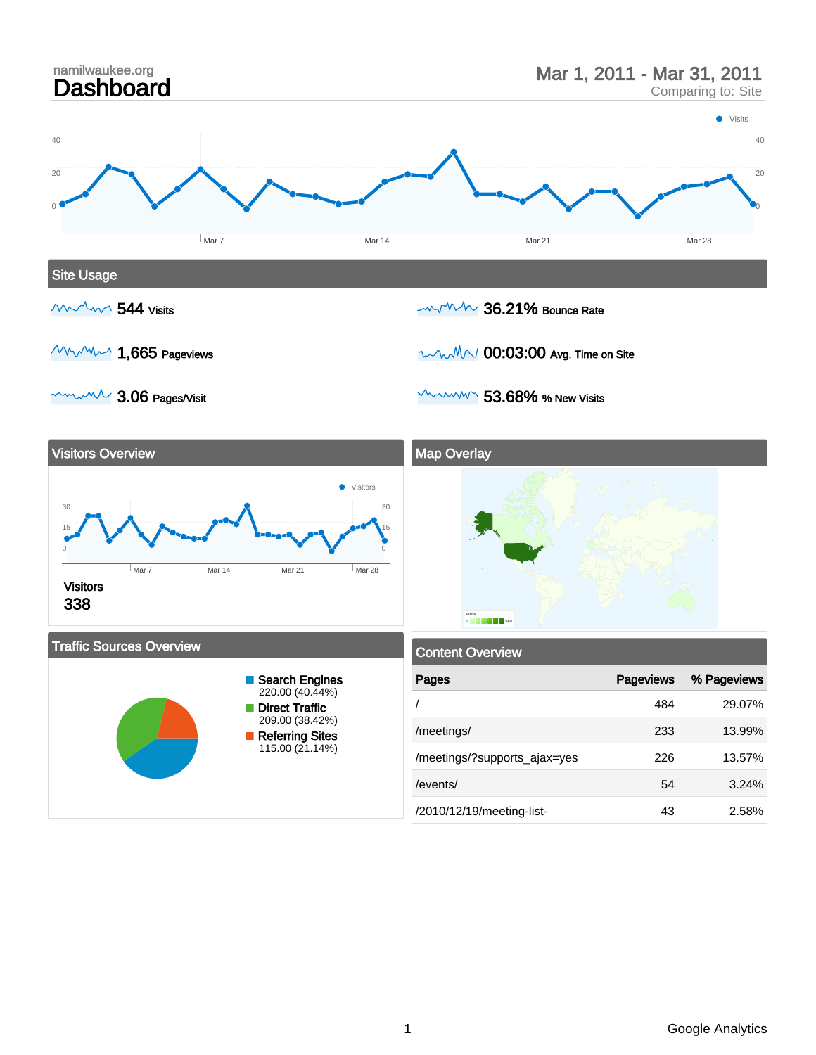namilwaukee.org

# Dashboard

Mar 1, 2011 - Mar 31, 2011
Comparing to: Site

## Site Usage

- **544** Visits
- **36.21%** Bounce Rate
- **1,665** Pageviews
- **00:03:00** Avg. Time on Site
- **3.06** Pages/Visit
- **53.68%** % New Visits

## Visitors Overview

Visitors
338

## Map Overlay

## Traffic Sources Overview

- Search Engines: 220.00 (40.44%)
- Direct Traffic: 209.00 (38.42%)
- Referring Sites: 115.00 (21.14%)

## Content Overview

| Pages | Pageviews | % Pageviews |
|---|---|---|
| / | 484 | 29.07% |
| /meetings/ | 233 | 13.99% |
| /meetings/?supports_ajax=yes | 226 | 13.57% |
| /events/ | 54 | 3.24% |
| /2010/12/19/meeting-list- | 43 | 2.58% |

Google Analytics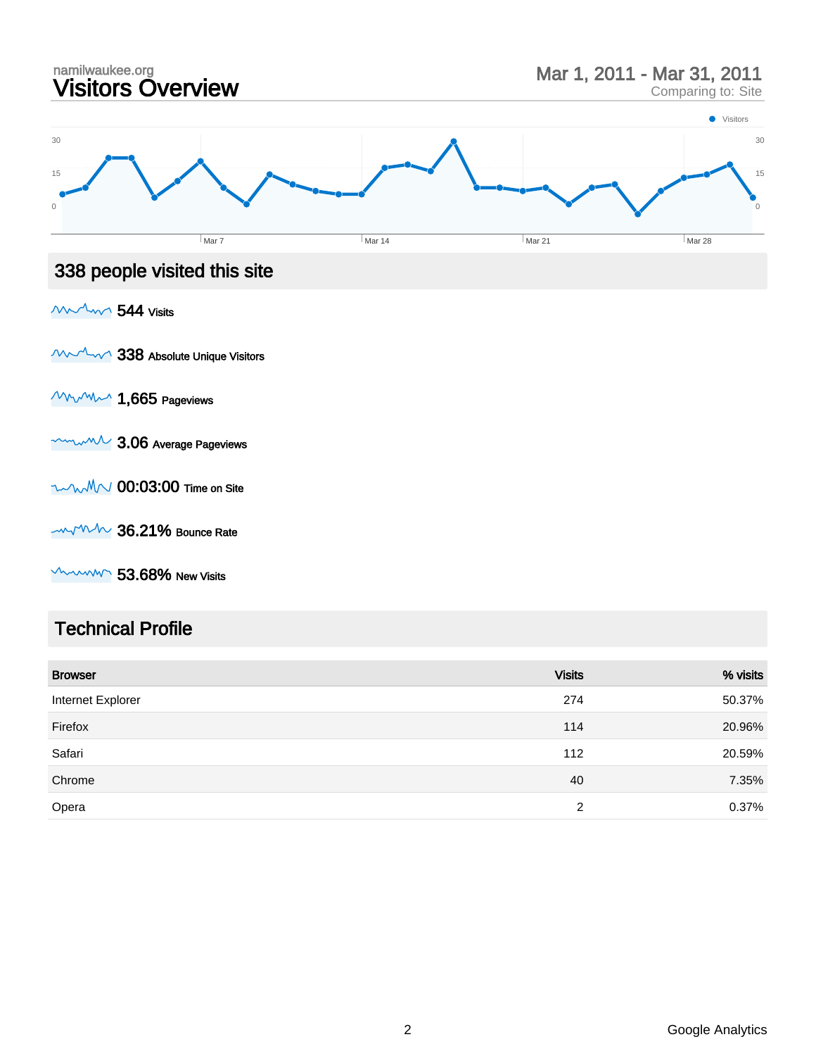namilwaukee.org

# Visitors Overview

Mar 1, 2011 - Mar 31, 2011
Comparing to: Site

## 338 people visited this site

**544** Visits

**338** Absolute Unique Visitors

**1,665** Pageviews

**3.06** Average Pageviews

**00:03:00** Time on Site

**36.21%** Bounce Rate

**53.68%** New Visits

## Technical Profile

| Browser | Visits | % visits |
|---|---|---|
| Internet Explorer | 274 | 50.37% |
| Firefox | 114 | 20.96% |
| Safari | 112 | 20.59% |
| Chrome | 40 | 7.35% |
| Opera | 2 | 0.37% |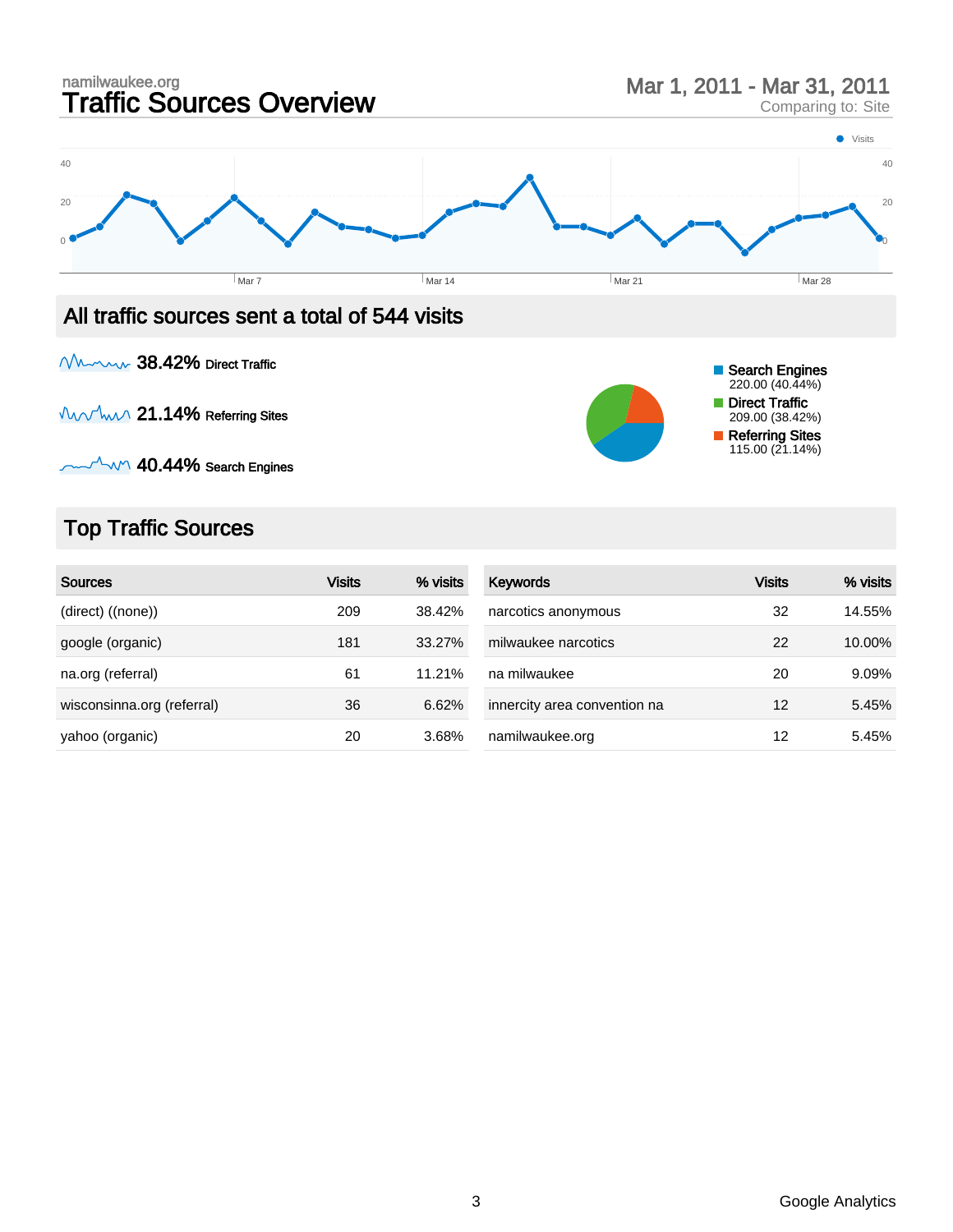namilwaukee.org

# Traffic Sources Overview

Mar 1, 2011 - Mar 31, 2011
Comparing to: Site

Visits

40 | 20 | 0

Mar 7 | Mar 14 | Mar 21 | Mar 28

## All traffic sources sent a total of 544 visits

**38.42%** Direct Traffic

**21.14%** Referring Sites

**40.44%** Search Engines

- Search Engines 220.00 (40.44%)
- Direct Traffic 209.00 (38.42%)
- Referring Sites 115.00 (21.14%)

## Top Traffic Sources

| Sources | Visits | % visits |
|---|---|---|
| (direct) ((none)) | 209 | 38.42% |
| google (organic) | 181 | 33.27% |
| na.org (referral) | 61 | 11.21% |
| wisconsinna.org (referral) | 36 | 6.62% |
| yahoo (organic) | 20 | 3.68% |

| Keywords | Visits | % visits |
|---|---|---|
| narcotics anonymous | 32 | 14.55% |
| milwaukee narcotics | 22 | 10.00% |
| na milwaukee | 20 | 9.09% |
| innercity area convention na | 12 | 5.45% |
| namilwaukee.org | 12 | 5.45% |

Google Analytics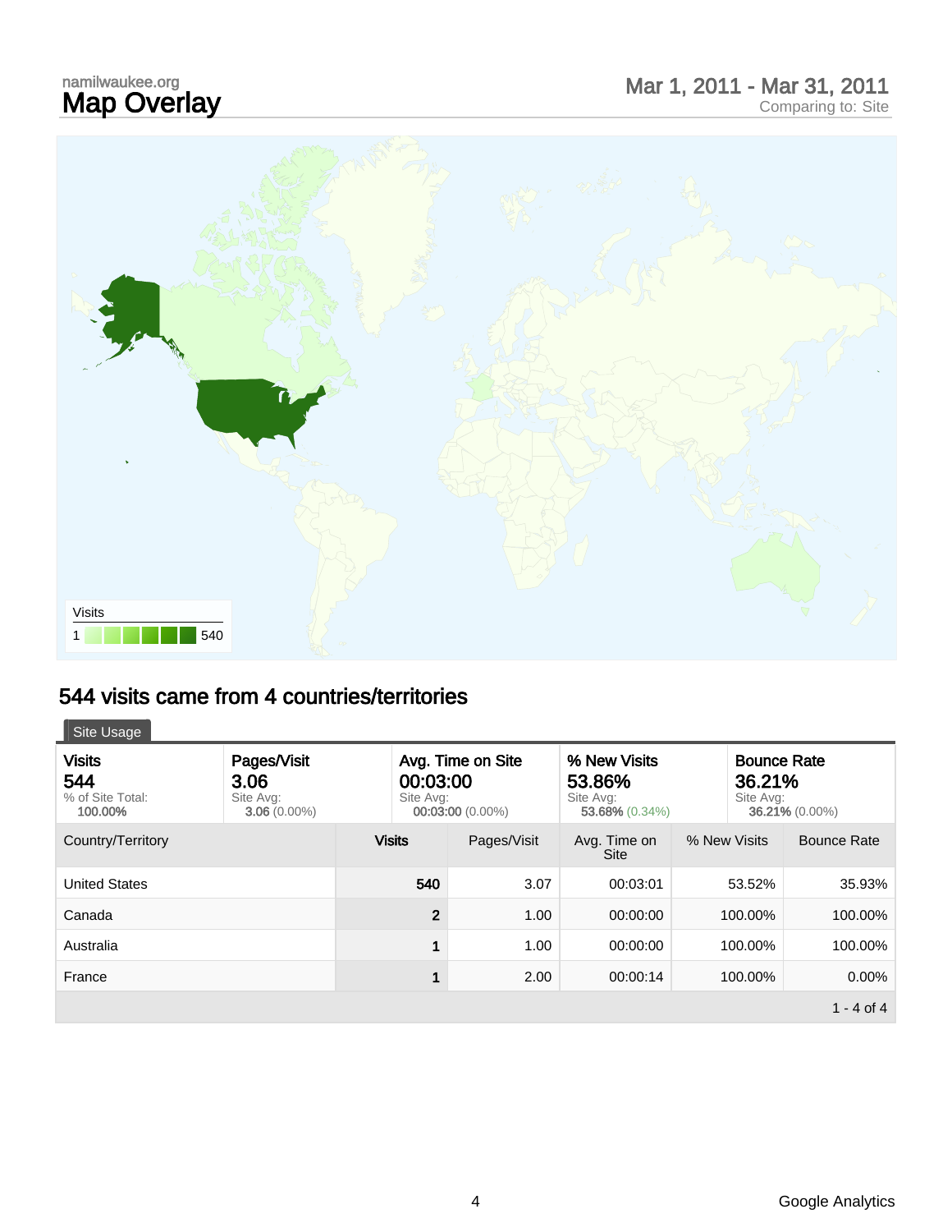namilwaukee.org

# Map Overlay

Mar 1, 2011 - Mar 31, 2011
Comparing to: Site

Visits
1 540

## 544 visits came from 4 countries/territories

Site Usage

| Visits | Pages/Visit | Avg. Time on Site | % New Visits | Bounce Rate |
|---|---|---|---|---|
| **544** | **3.06** | **00:03:00** | **53.86%** | **36.21%** |
| % of Site Total: **100.00%** | Site Avg: **3.06** (0.00%) | Site Avg: **00:03:00** (0.00%) | Site Avg: **53.68%** (0.34%) | Site Avg: **36.21%** (0.00%) |

| Country/Territory | Visits | Pages/Visit | Avg. Time on Site | % New Visits | Bounce Rate |
|---|---|---|---|---|---|
| United States | 540 | 3.07 | 00:03:01 | 53.52% | 35.93% |
| Canada | 2 | 1.00 | 00:00:00 | 100.00% | 100.00% |
| Australia | 1 | 1.00 | 00:00:00 | 100.00% | 100.00% |
| France | 1 | 2.00 | 00:00:14 | 100.00% | 0.00% |

1 - 4 of 4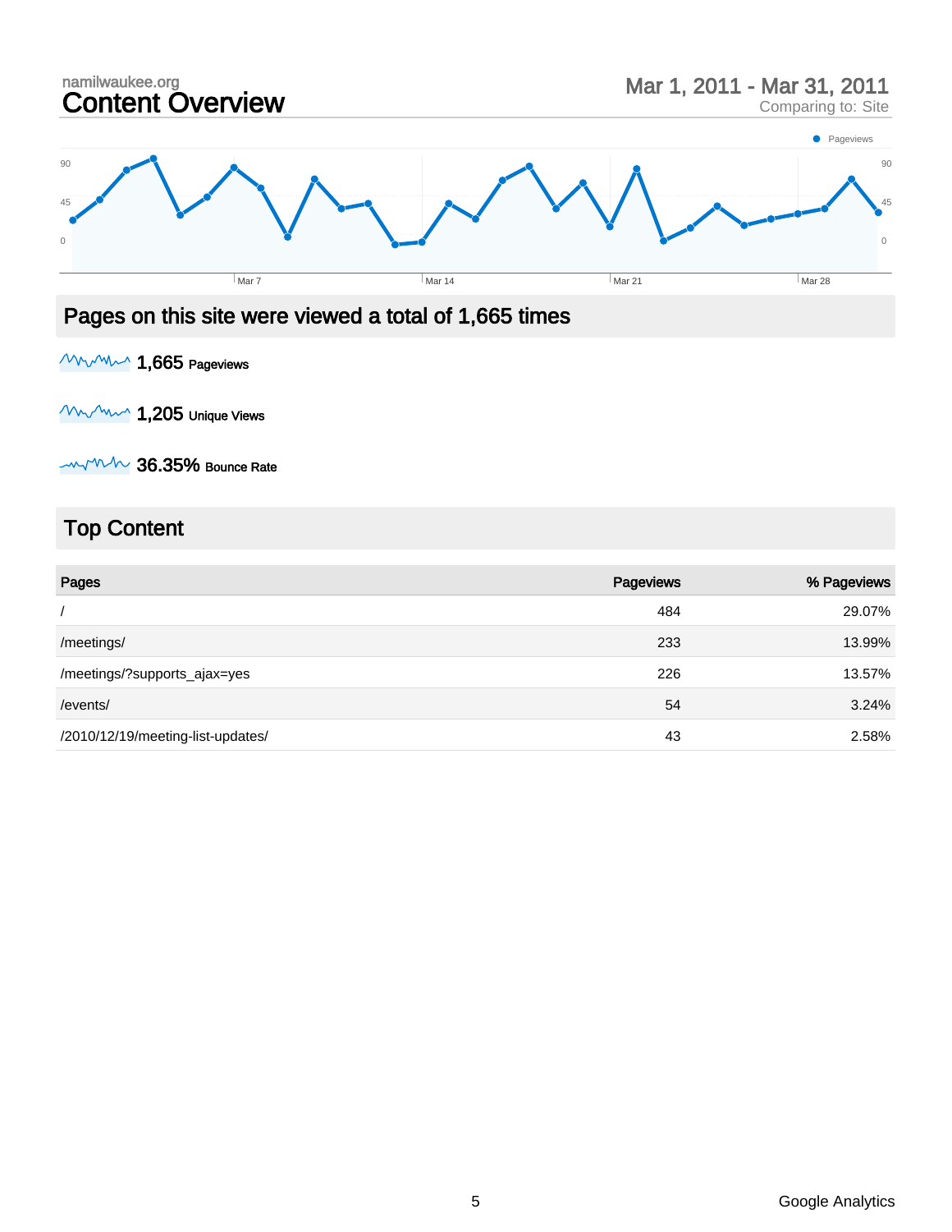namilwaukee.org

# Content Overview

Mar 1, 2011 - Mar 31, 2011
Comparing to: Site

Pageviews

90
45
0
90
45
0
Mar 7
Mar 14
Mar 21
Mar 28

## Pages on this site were viewed a total of 1,665 times

1,665 Pageviews

1,205 Unique Views

36.35% Bounce Rate

## Top Content

| Pages | Pageviews | % Pageviews |
| --- | --- | --- |
| / | 484 | 29.07% |
| /meetings/ | 233 | 13.99% |
| /meetings/?supports_ajax=yes | 226 | 13.57% |
| /events/ | 54 | 3.24% |
| /2010/12/19/meeting-list-updates/ | 43 | 2.58% |